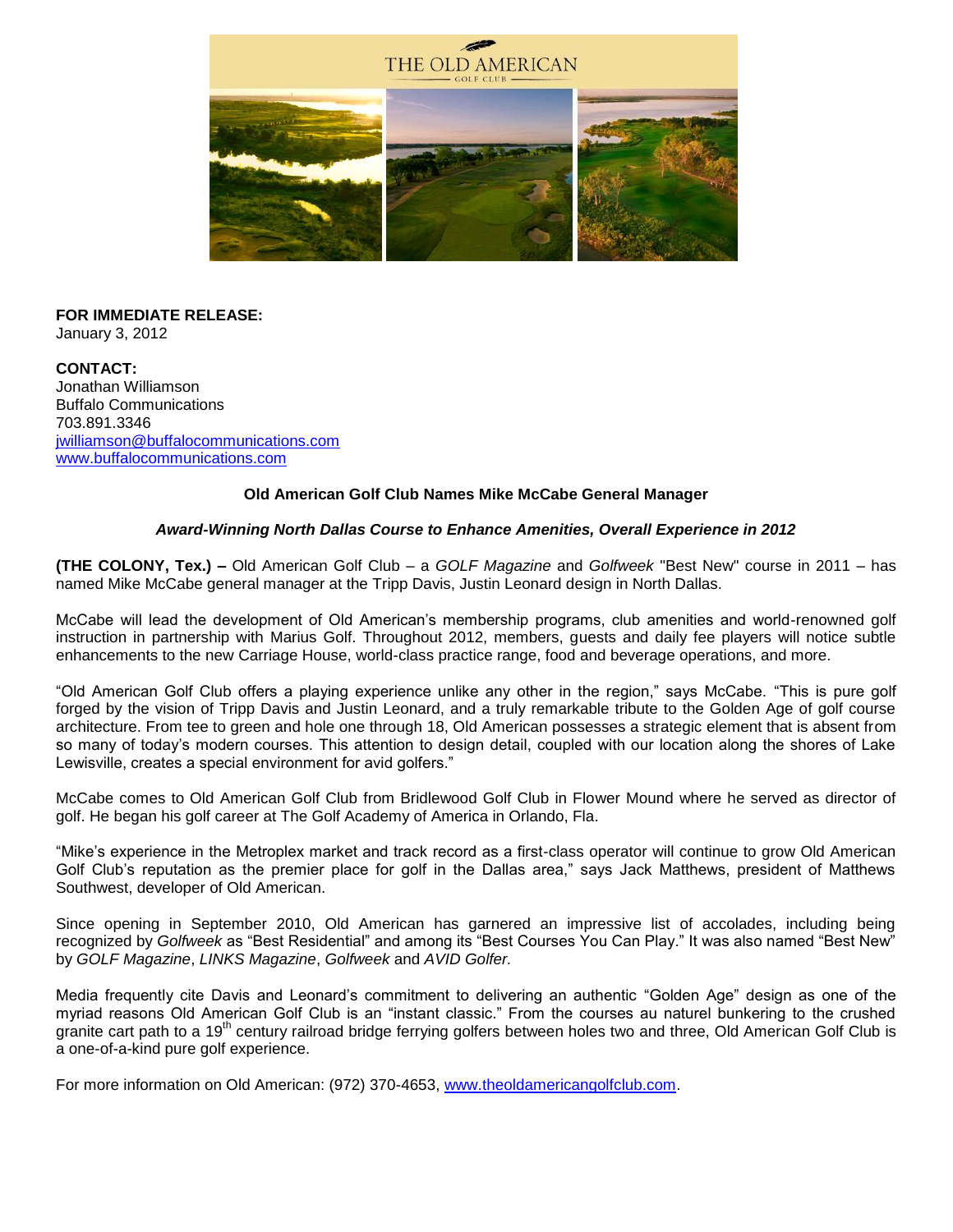THE OLD AMERICAN

GOLF CLUB

**FOR IMMEDIATE RELEASE:**
January 3, 2012

**CONTACT:**
Jonathan Williamson
Buffalo Communications
703.891.3346
jwilliamson@buffalocommunications.com
www.buffalocommunications.com

**Old American Golf Club Names Mike McCabe General Manager**

***Award-Winning North Dallas Course to Enhance Amenities, Overall Experience in 2012***

**(THE COLONY, Tex.) –** Old American Golf Club – a *GOLF Magazine* and *Golfweek* "Best New" course in 2011 – has named Mike McCabe general manager at the Tripp Davis, Justin Leonard design in North Dallas.

McCabe will lead the development of Old American's membership programs, club amenities and world-renowned golf instruction in partnership with Marius Golf. Throughout 2012, members, guests and daily fee players will notice subtle enhancements to the new Carriage House, world-class practice range, food and beverage operations, and more.

"Old American Golf Club offers a playing experience unlike any other in the region," says McCabe. "This is pure golf forged by the vision of Tripp Davis and Justin Leonard, and a truly remarkable tribute to the Golden Age of golf course architecture. From tee to green and hole one through 18, Old American possesses a strategic element that is absent from so many of today's modern courses. This attention to design detail, coupled with our location along the shores of Lake Lewisville, creates a special environment for avid golfers."

McCabe comes to Old American Golf Club from Bridlewood Golf Club in Flower Mound where he served as director of golf. He began his golf career at The Golf Academy of America in Orlando, Fla.

"Mike's experience in the Metroplex market and track record as a first-class operator will continue to grow Old American Golf Club's reputation as the premier place for golf in the Dallas area," says Jack Matthews, president of Matthews Southwest, developer of Old American.

Since opening in September 2010, Old American has garnered an impressive list of accolades, including being recognized by *Golfweek* as "Best Residential" and among its "Best Courses You Can Play." It was also named "Best New" by *GOLF Magazine*, *LINKS Magazine*, *Golfweek* and *AVID Golfer.*

Media frequently cite Davis and Leonard's commitment to delivering an authentic "Golden Age" design as one of the myriad reasons Old American Golf Club is an "instant classic." From the courses au naturel bunkering to the crushed granite cart path to a 19th century railroad bridge ferrying golfers between holes two and three, Old American Golf Club is a one-of-a-kind pure golf experience.

For more information on Old American: (972) 370-4653, www.theoldamericangolfclub.com.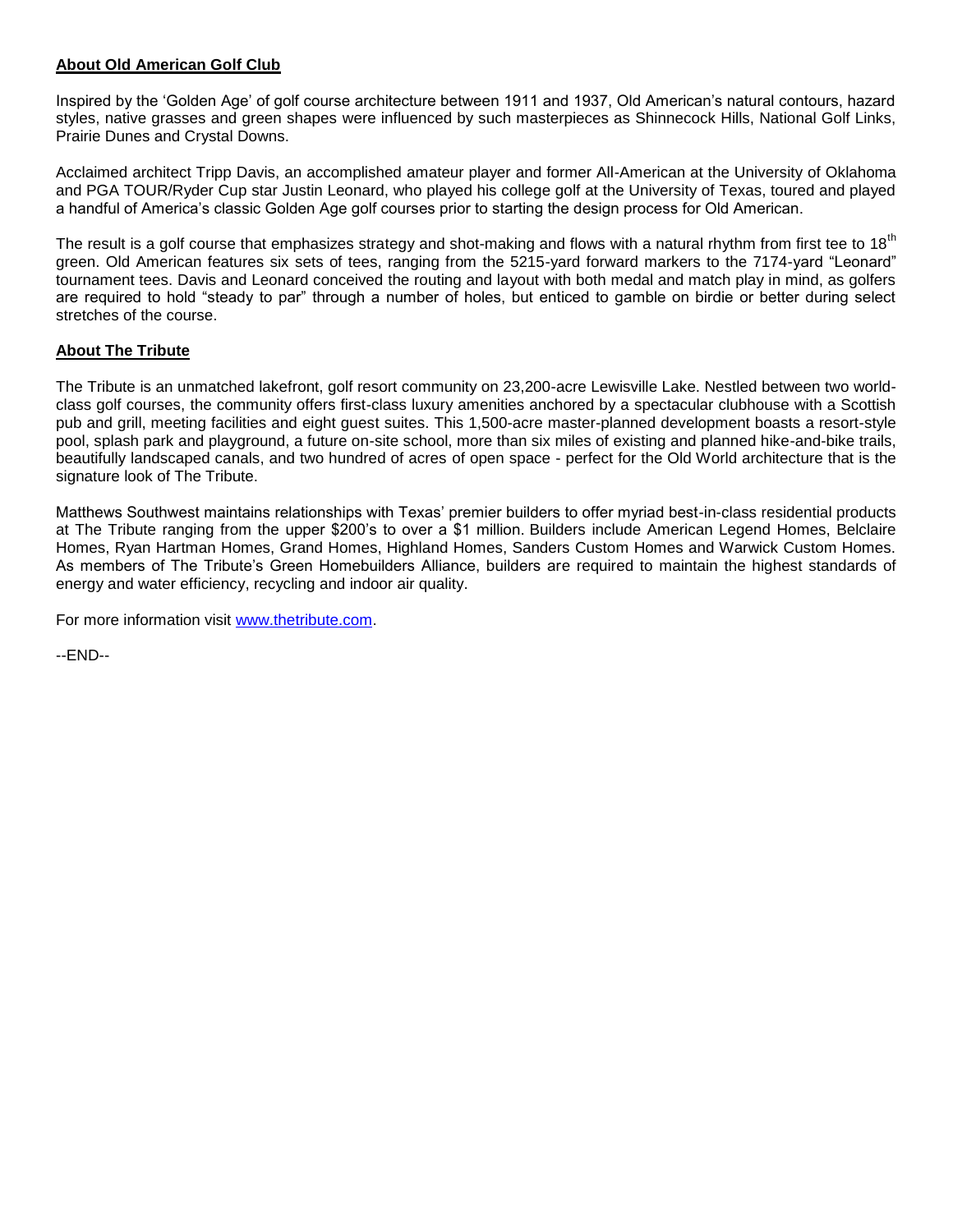**About Old American Golf Club**

Inspired by the 'Golden Age' of golf course architecture between 1911 and 1937, Old American's natural contours, hazard styles, native grasses and green shapes were influenced by such masterpieces as Shinnecock Hills, National Golf Links, Prairie Dunes and Crystal Downs.

Acclaimed architect Tripp Davis, an accomplished amateur player and former All-American at the University of Oklahoma and PGA TOUR/Ryder Cup star Justin Leonard, who played his college golf at the University of Texas, toured and played a handful of America's classic Golden Age golf courses prior to starting the design process for Old American.

The result is a golf course that emphasizes strategy and shot-making and flows with a natural rhythm from first tee to 18th green. Old American features six sets of tees, ranging from the 5215-yard forward markers to the 7174-yard "Leonard" tournament tees. Davis and Leonard conceived the routing and layout with both medal and match play in mind, as golfers are required to hold "steady to par" through a number of holes, but enticed to gamble on birdie or better during select stretches of the course.

**About The Tribute**

The Tribute is an unmatched lakefront, golf resort community on 23,200-acre Lewisville Lake. Nestled between two world-class golf courses, the community offers first-class luxury amenities anchored by a spectacular clubhouse with a Scottish pub and grill, meeting facilities and eight guest suites. This 1,500-acre master-planned development boasts a resort-style pool, splash park and playground, a future on-site school, more than six miles of existing and planned hike-and-bike trails, beautifully landscaped canals, and two hundred of acres of open space - perfect for the Old World architecture that is the signature look of The Tribute.

Matthews Southwest maintains relationships with Texas' premier builders to offer myriad best-in-class residential products at The Tribute ranging from the upper $200's to over a $1 million. Builders include American Legend Homes, Belclaire Homes, Ryan Hartman Homes, Grand Homes, Highland Homes, Sanders Custom Homes and Warwick Custom Homes. As members of The Tribute's Green Homebuilders Alliance, builders are required to maintain the highest standards of energy and water efficiency, recycling and indoor air quality.

For more information visit www.thetribute.com.

--END--